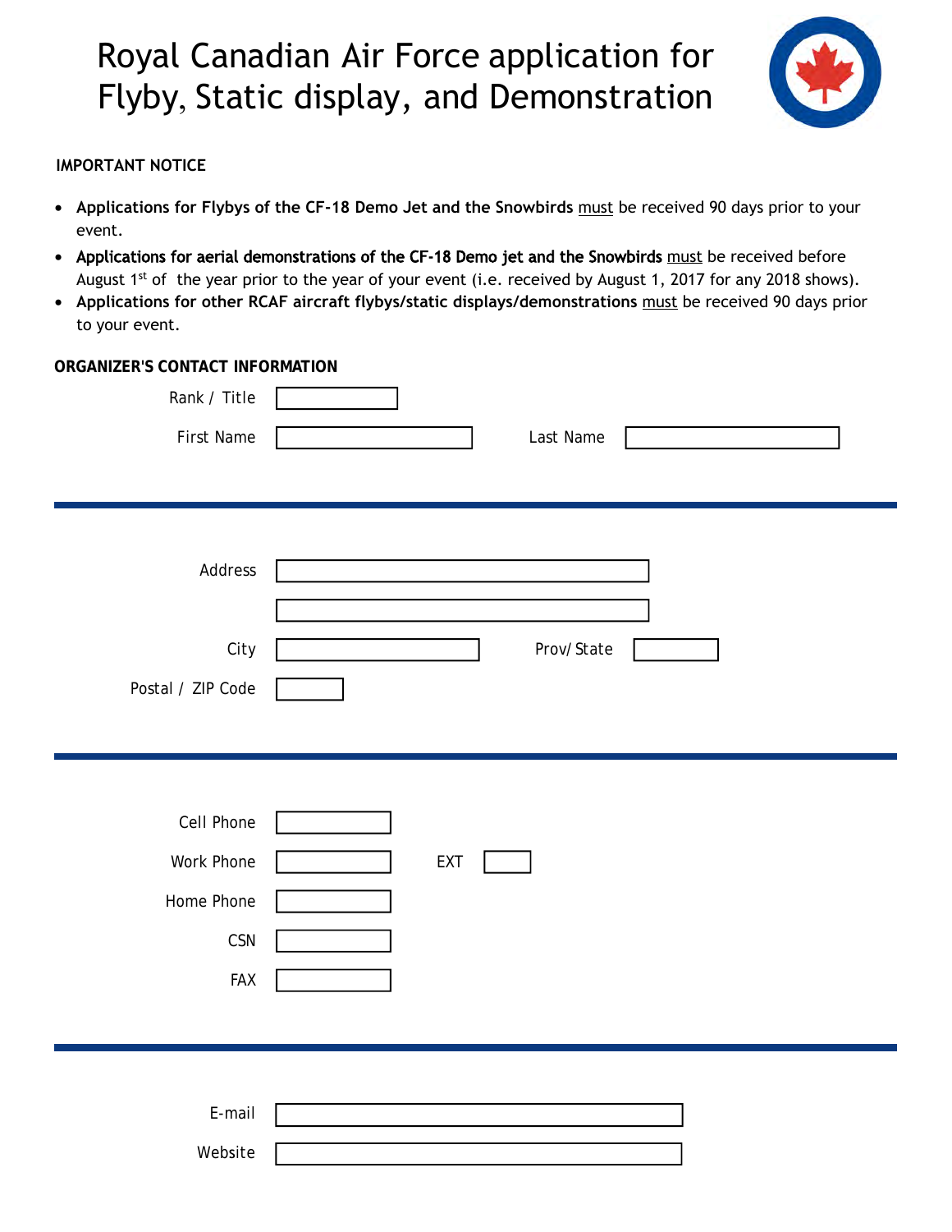# Royal Canadian Air Force application for Flyby, Static display, and Demonstration

**IMPORTANT NOTICE**

- **Applications for Flybys of the CF-18 Demo Jet and the Snowbirds** must be received 90 days prior to your event.
- **Applications for aerial demonstrations of the CF-18 Demo jet and the Snowbirds** must be received before August 1st of the year prior to the year of your event (i.e. received by August 1, 2017 for any 2018 shows).
- **Applications for other RCAF aircraft flybys/static displays/demonstrations** must be received 90 days prior to your event.

**ORGANIZER'S CONTACT INFORMATION**

Rank / Title

First Name

Last Name

---

Address

City

Prov/ State

Postal / ZIP Code

---

Cell Phone

Work Phone

EXT

Home Phone

CSN

FAX

---

E-mail

Website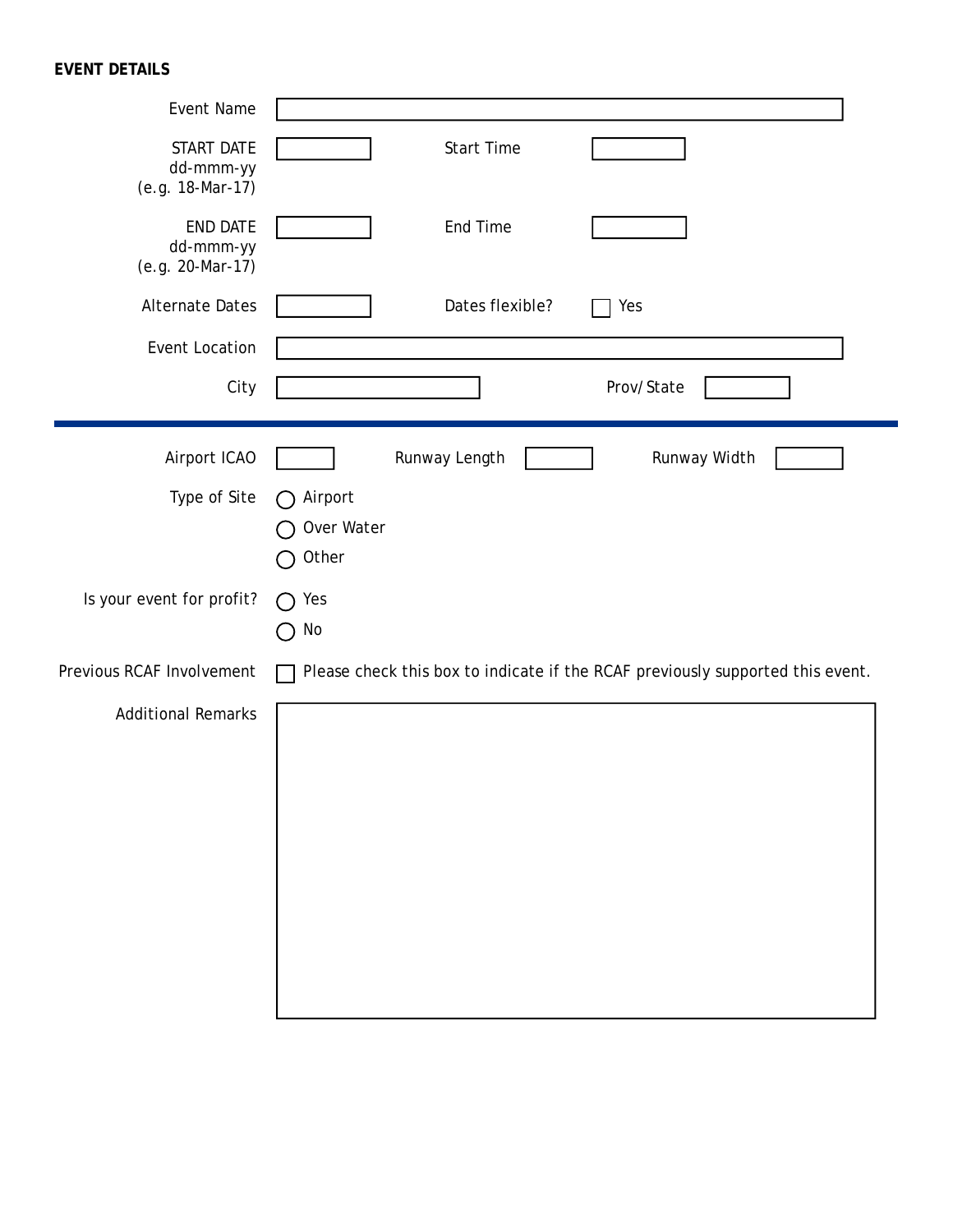**EVENT DETAILS**

Event Name

START DATE
dd-mmm-yy
(e.g. 18-Mar-17)

Start Time

END DATE
dd-mmm-yy
(e.g. 20-Mar-17)

End Time

Alternate Dates

Dates flexible? ☐ Yes

Event Location

City

Prov/State

---

Airport ICAO

Runway Length

Runway Width

Type of Site

- ◯ Airport
- ◯ Over Water
- ◯ Other

Is your event for profit?

- ◯ Yes
- ◯ No

Previous RCAF Involvement ☐ Please check this box to indicate if the RCAF previously supported this event.

Additional Remarks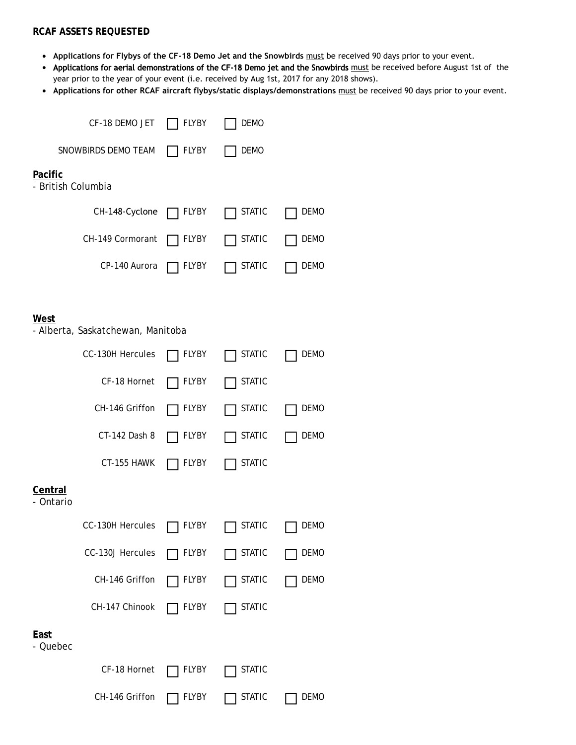**RCAF ASSETS REQUESTED**

- **Applications for Flybys of the CF-18 Demo Jet and the Snowbirds** must be received 90 days prior to your event.
- **Applications for aerial demonstrations of the CF-18 Demo jet and the Snowbirds** must be received before August 1st of the year prior to the year of your event (i.e. received by Aug 1st, 2017 for any 2018 shows).
- **Applications for other RCAF aircraft flybys/static displays/demonstrations** must be received 90 days prior to your event.

CF-18 DEMO JET ☐ FLYBY ☐ DEMO

SNOWBIRDS DEMO TEAM ☐ FLYBY ☐ DEMO

**Pacific**
- British Columbia

CH-148-Cyclone ☐ FLYBY ☐ STATIC ☐ DEMO

CH-149 Cormorant ☐ FLYBY ☐ STATIC ☐ DEMO

CP-140 Aurora ☐ FLYBY ☐ STATIC ☐ DEMO

**West**
- Alberta, Saskatchewan, Manitoba

CC-130H Hercules ☐ FLYBY ☐ STATIC ☐ DEMO

CF-18 Hornet ☐ FLYBY ☐ STATIC

CH-146 Griffon ☐ FLYBY ☐ STATIC ☐ DEMO

CT-142 Dash 8 ☐ FLYBY ☐ STATIC ☐ DEMO

CT-155 HAWK ☐ FLYBY ☐ STATIC

**Central**
- Ontario

CC-130H Hercules ☐ FLYBY ☐ STATIC ☐ DEMO

CC-130J Hercules ☐ FLYBY ☐ STATIC ☐ DEMO

CH-146 Griffon ☐ FLYBY ☐ STATIC ☐ DEMO

CH-147 Chinook ☐ FLYBY ☐ STATIC

**East**
- Quebec

CF-18 Hornet ☐ FLYBY ☐ STATIC

CH-146 Griffon ☐ FLYBY ☐ STATIC ☐ DEMO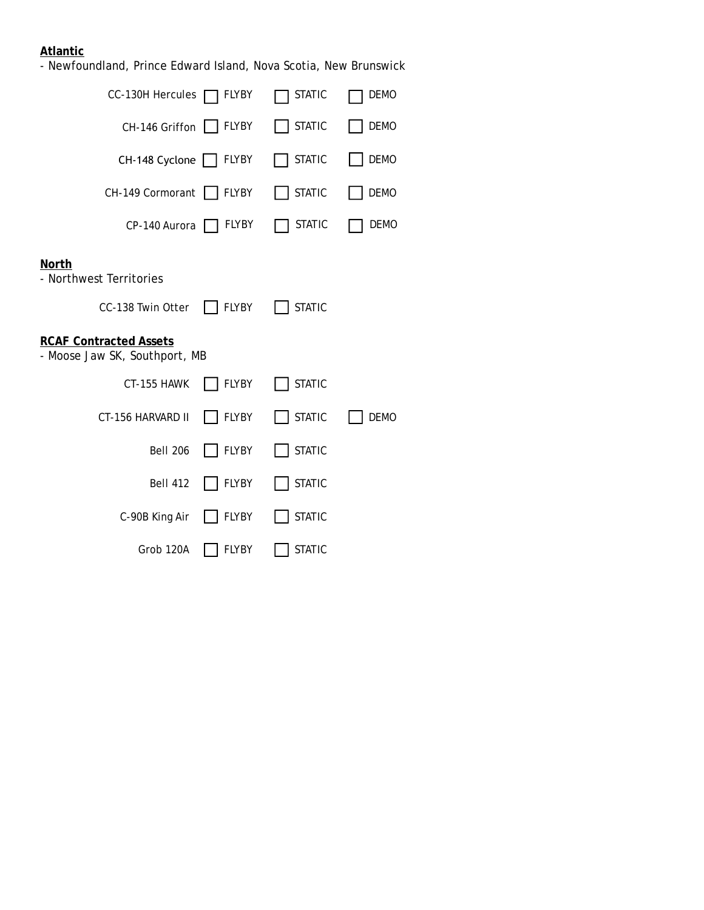**Atlantic**

- Newfoundland, Prince Edward Island, Nova Scotia, New Brunswick

| Aircraft | | | |
|---|---|---|---|
| CC-130H Hercules | ☐ FLYBY | ☐ STATIC | ☐ DEMO |
| CH-146 Griffon | ☐ FLYBY | ☐ STATIC | ☐ DEMO |
| CH-148 Cyclone | ☐ FLYBY | ☐ STATIC | ☐ DEMO |
| CH-149 Cormorant | ☐ FLYBY | ☐ STATIC | ☐ DEMO |
| CP-140 Aurora | ☐ FLYBY | ☐ STATIC | ☐ DEMO |

**North**

- Northwest Territories

| Aircraft | | |
|---|---|---|
| CC-138 Twin Otter | ☐ FLYBY | ☐ STATIC |

**RCAF Contracted Assets**

- Moose Jaw SK, Southport, MB

| Aircraft | | | |
|---|---|---|---|
| CT-155 HAWK | ☐ FLYBY | ☐ STATIC | |
| CT-156 HARVARD II | ☐ FLYBY | ☐ STATIC | ☐ DEMO |
| Bell 206 | ☐ FLYBY | ☐ STATIC | |
| Bell 412 | ☐ FLYBY | ☐ STATIC | |
| C-90B King Air | ☐ FLYBY | ☐ STATIC | |
| Grob 120A | ☐ FLYBY | ☐ STATIC | |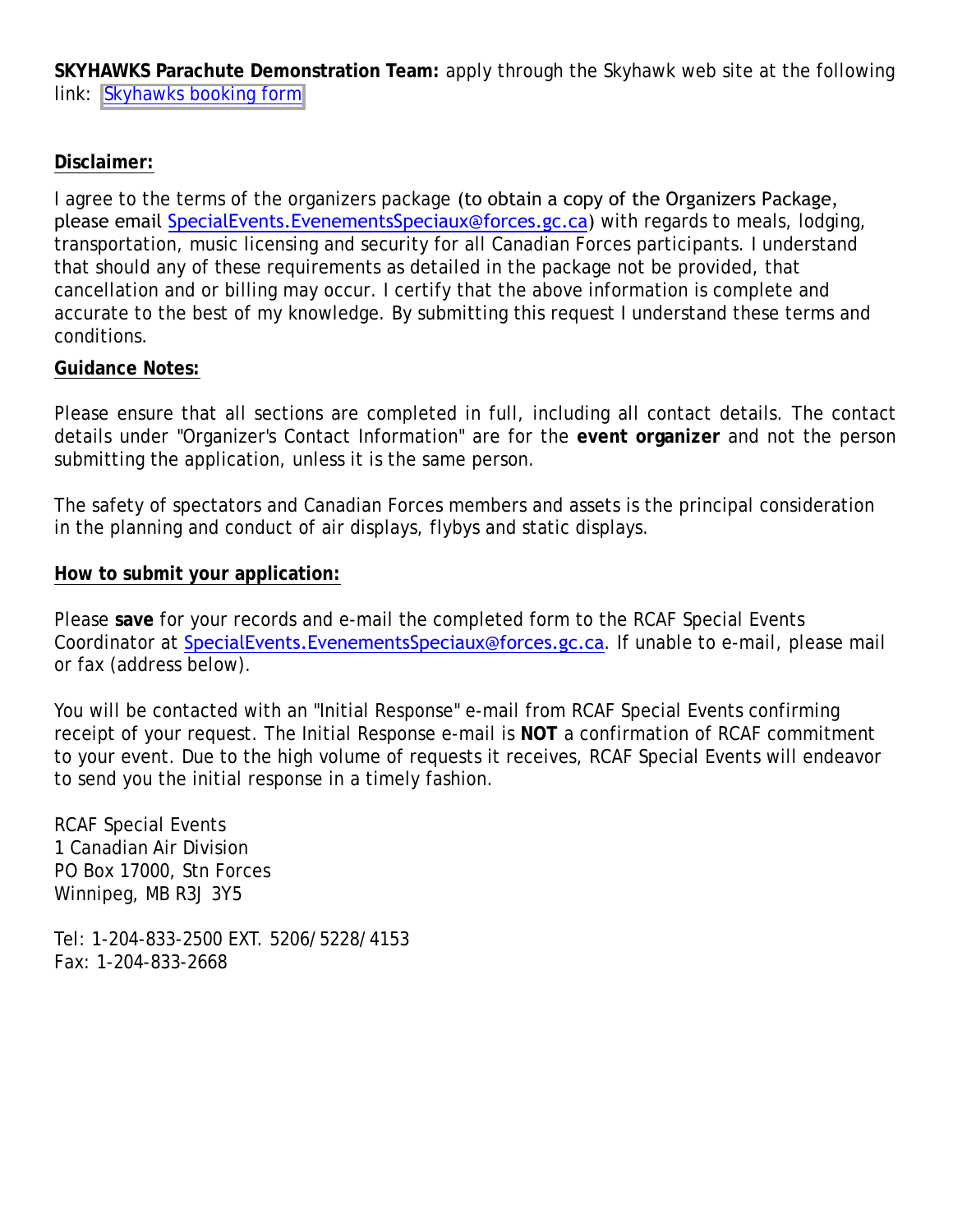**SKYHAWKS Parachute Demonstration Team:** apply through the Skyhawk web site at the following link: [Skyhawks booking form]

**Disclaimer:**

I agree to the terms of the organizers package (to obtain a copy of the Organizers Package, please email SpecialEvents.EvenementsSpeciaux@forces.gc.ca) with regards to meals, lodging, transportation, music licensing and security for all Canadian Forces participants. I understand that should any of these requirements as detailed in the package not be provided, that cancellation and or billing may occur. I certify that the above information is complete and accurate to the best of my knowledge. By submitting this request I understand these terms and conditions.

**Guidance Notes:**

Please ensure that all sections are completed in full, including all contact details. The contact details under "Organizer's Contact Information" are for the **event organizer** and not the person submitting the application, unless it is the same person.

The safety of spectators and Canadian Forces members and assets is the principal consideration in the planning and conduct of air displays, flybys and static displays.

**How to submit your application:**

Please **save** for your records and e-mail the completed form to the RCAF Special Events Coordinator at SpecialEvents.EvenementsSpeciaux@forces.gc.ca. If unable to e-mail, please mail or fax (address below).

You will be contacted with an "Initial Response" e-mail from RCAF Special Events confirming receipt of your request. The Initial Response e-mail is **NOT** a confirmation of RCAF commitment to your event. Due to the high volume of requests it receives, RCAF Special Events will endeavor to send you the initial response in a timely fashion.

RCAF Special Events
1 Canadian Air Division
PO Box 17000, Stn Forces
Winnipeg, MB R3J 3Y5

Tel: 1-204-833-2500 EXT. 5206/5228/4153
Fax: 1-204-833-2668